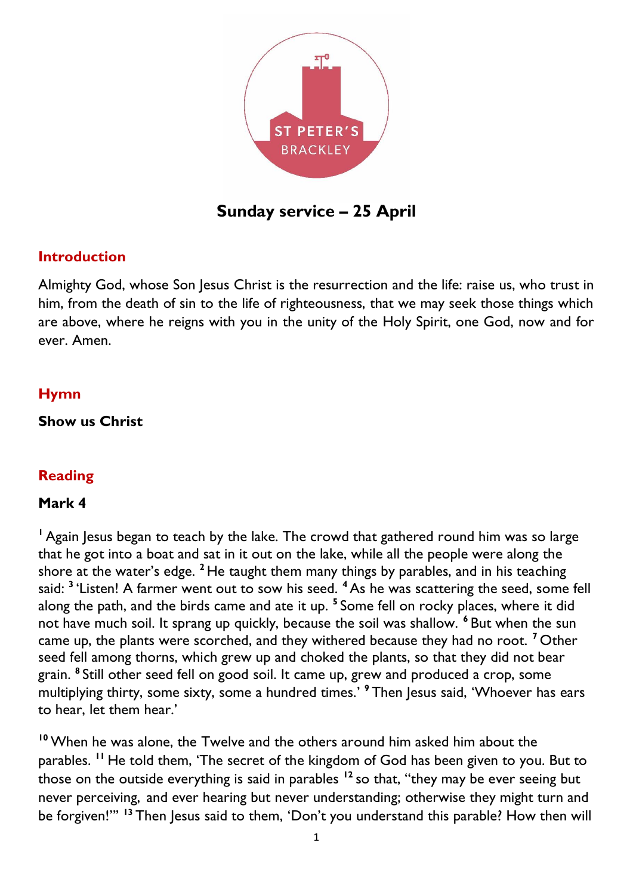ST PETER'S BRACKLEY

# Sunday service – 25 April

## Introduction

Almighty God, whose Son Jesus Christ is the resurrection and the life: raise us, who trust in him, from the death of sin to the life of righteousness, that we may seek those things which are above, where he reigns with you in the unity of the Holy Spirit, one God, now and for ever. Amen.

## Hymn

**Show us Christ**

## Reading

**Mark 4**

[1] Again Jesus began to teach by the lake. The crowd that gathered round him was so large that he got into a boat and sat in it out on the lake, while all the people were along the shore at the water's edge. [2] He taught them many things by parables, and in his teaching said: [3] 'Listen! A farmer went out to sow his seed. [4] As he was scattering the seed, some fell along the path, and the birds came and ate it up. [5] Some fell on rocky places, where it did not have much soil. It sprang up quickly, because the soil was shallow. [6] But when the sun came up, the plants were scorched, and they withered because they had no root. [7] Other seed fell among thorns, which grew up and choked the plants, so that they did not bear grain. [8] Still other seed fell on good soil. It came up, grew and produced a crop, some multiplying thirty, some sixty, some a hundred times.' [9] Then Jesus said, 'Whoever has ears to hear, let them hear.'

[10] When he was alone, the Twelve and the others around him asked him about the parables. [11] He told them, 'The secret of the kingdom of God has been given to you. But to those on the outside everything is said in parables [12] so that, "they may be ever seeing but never perceiving, and ever hearing but never understanding; otherwise they might turn and be forgiven!"' [13] Then Jesus said to them, 'Don't you understand this parable? How then will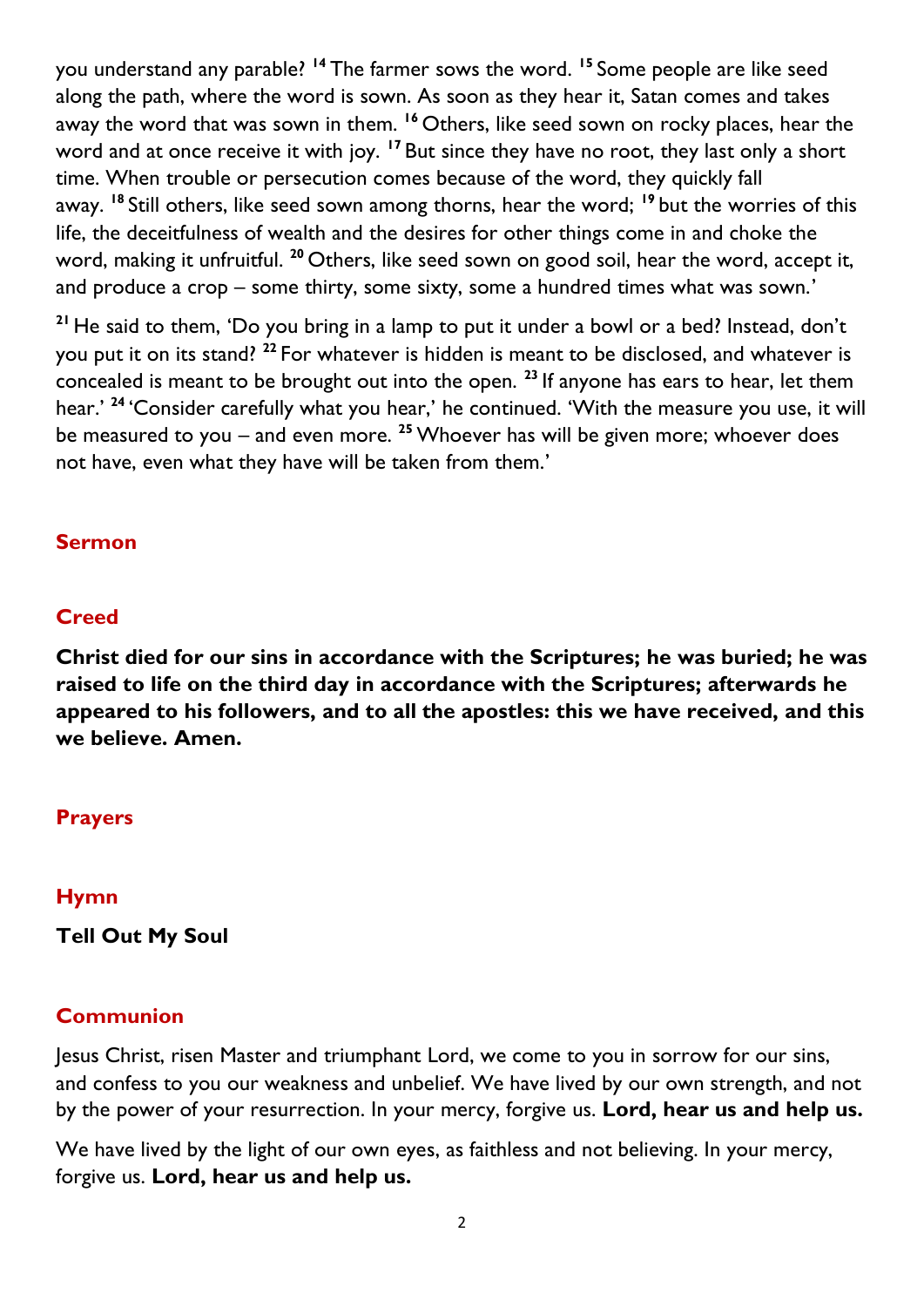you understand any parable? [14] The farmer sows the word. [15] Some people are like seed along the path, where the word is sown. As soon as they hear it, Satan comes and takes away the word that was sown in them. [16] Others, like seed sown on rocky places, hear the word and at once receive it with joy. [17] But since they have no root, they last only a short time. When trouble or persecution comes because of the word, they quickly fall away. [18] Still others, like seed sown among thorns, hear the word; [19] but the worries of this life, the deceitfulness of wealth and the desires for other things come in and choke the word, making it unfruitful. [20] Others, like seed sown on good soil, hear the word, accept it, and produce a crop – some thirty, some sixty, some a hundred times what was sown.'

[21] He said to them, 'Do you bring in a lamp to put it under a bowl or a bed? Instead, don't you put it on its stand? [22] For whatever is hidden is meant to be disclosed, and whatever is concealed is meant to be brought out into the open. [23] If anyone has ears to hear, let them hear.' [24] 'Consider carefully what you hear,' he continued. 'With the measure you use, it will be measured to you – and even more. [25] Whoever has will be given more; whoever does not have, even what they have will be taken from them.'

## Sermon

## Creed

**Christ died for our sins in accordance with the Scriptures; he was buried; he was raised to life on the third day in accordance with the Scriptures; afterwards he appeared to his followers, and to all the apostles: this we have received, and this we believe. Amen.**

## Prayers

## Hymn

**Tell Out My Soul**

## Communion

Jesus Christ, risen Master and triumphant Lord, we come to you in sorrow for our sins, and confess to you our weakness and unbelief. We have lived by our own strength, and not by the power of your resurrection. In your mercy, forgive us. **Lord, hear us and help us.**

We have lived by the light of our own eyes, as faithless and not believing. In your mercy, forgive us. **Lord, hear us and help us.**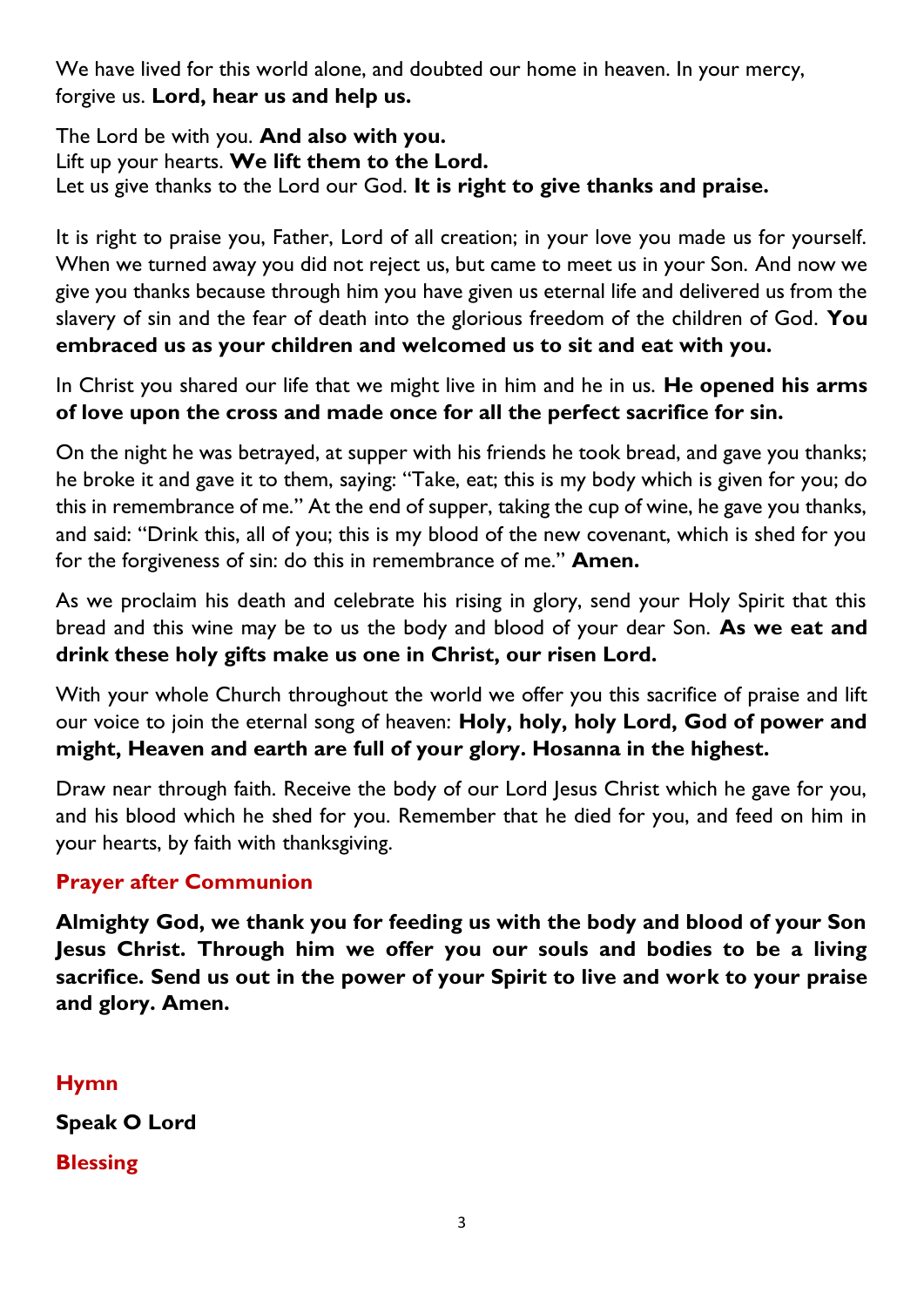We have lived for this world alone, and doubted our home in heaven. In your mercy, forgive us. **Lord, hear us and help us.**

The Lord be with you. **And also with you.**
Lift up your hearts. **We lift them to the Lord.**
Let us give thanks to the Lord our God. **It is right to give thanks and praise.**

It is right to praise you, Father, Lord of all creation; in your love you made us for yourself. When we turned away you did not reject us, but came to meet us in your Son. And now we give you thanks because through him you have given us eternal life and delivered us from the slavery of sin and the fear of death into the glorious freedom of the children of God. **You embraced us as your children and welcomed us to sit and eat with you.**

In Christ you shared our life that we might live in him and he in us. **He opened his arms of love upon the cross and made once for all the perfect sacrifice for sin.**

On the night he was betrayed, at supper with his friends he took bread, and gave you thanks; he broke it and gave it to them, saying: "Take, eat; this is my body which is given for you; do this in remembrance of me." At the end of supper, taking the cup of wine, he gave you thanks, and said: "Drink this, all of you; this is my blood of the new covenant, which is shed for you for the forgiveness of sin: do this in remembrance of me." **Amen.**

As we proclaim his death and celebrate his rising in glory, send your Holy Spirit that this bread and this wine may be to us the body and blood of your dear Son. **As we eat and drink these holy gifts make us one in Christ, our risen Lord.**

With your whole Church throughout the world we offer you this sacrifice of praise and lift our voice to join the eternal song of heaven: **Holy, holy, holy Lord, God of power and might, Heaven and earth are full of your glory. Hosanna in the highest.**

Draw near through faith. Receive the body of our Lord Jesus Christ which he gave for you, and his blood which he shed for you. Remember that he died for you, and feed on him in your hearts, by faith with thanksgiving.

## Prayer after Communion

**Almighty God, we thank you for feeding us with the body and blood of your Son Jesus Christ. Through him we offer you our souls and bodies to be a living sacrifice. Send us out in the power of your Spirit to live and work to your praise and glory. Amen.**

## Hymn

**Speak O Lord**

## Blessing